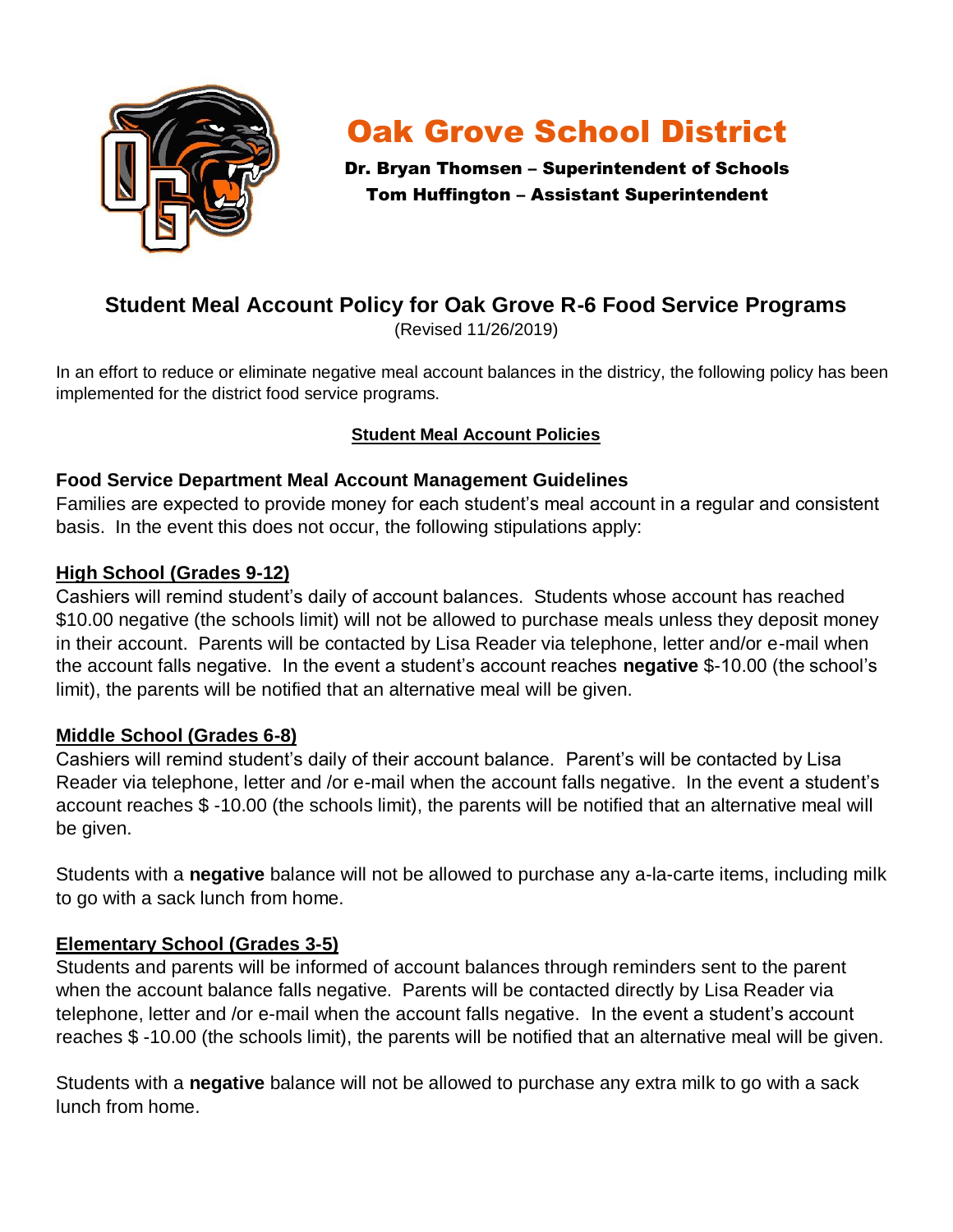# Oak Grove School District

**Dr. Bryan Thomsen – Superintendent of Schools**
**Tom Huffington – Assistant Superintendent**

## Student Meal Account Policy for Oak Grove R-6 Food Service Programs

(Revised 11/26/2019)

In an effort to reduce or eliminate negative meal account balances in the districy, the following policy has been implemented for the district food service programs.

**Student Meal Account Policies**

### Food Service Department Meal Account Management Guidelines

Families are expected to provide money for each student's meal account in a regular and consistent basis. In the event this does not occur, the following stipulations apply:

**High School (Grades 9-12)**

Cashiers will remind student's daily of account balances. Students whose account has reached $10.00 negative (the schools limit) will not be allowed to purchase meals unless they deposit money in their account. Parents will be contacted by Lisa Reader via telephone, letter and/or e-mail when the account falls negative. In the event a student's account reaches **negative** $-10.00 (the school's limit), the parents will be notified that an alternative meal will be given.

**Middle School (Grades 6-8)**

Cashiers will remind student's daily of their account balance. Parent's will be contacted by Lisa Reader via telephone, letter and /or e-mail when the account falls negative. In the event a student's account reaches $ -10.00 (the schools limit), the parents will be notified that an alternative meal will be given.

Students with a **negative** balance will not be allowed to purchase any a-la-carte items, including milk to go with a sack lunch from home.

**Elementary School (Grades 3-5)**

Students and parents will be informed of account balances through reminders sent to the parent when the account balance falls negative. Parents will be contacted directly by Lisa Reader via telephone, letter and /or e-mail when the account falls negative. In the event a student's account reaches $ -10.00 (the schools limit), the parents will be notified that an alternative meal will be given.

Students with a **negative** balance will not be allowed to purchase any extra milk to go with a sack lunch from home.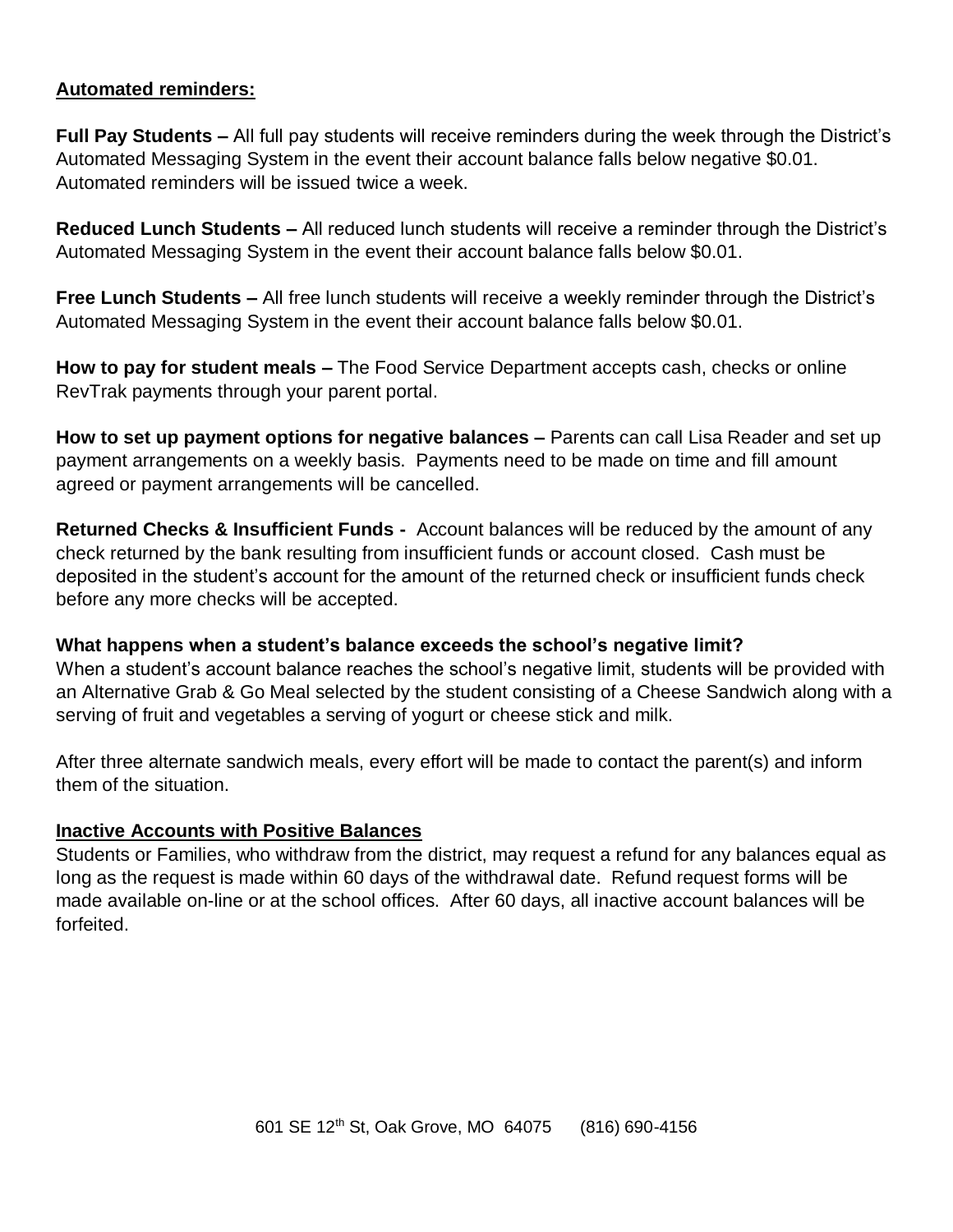**Automated reminders:**

**Full Pay Students –** All full pay students will receive reminders during the week through the District's Automated Messaging System in the event their account balance falls below negative $0.01. Automated reminders will be issued twice a week.

**Reduced Lunch Students –** All reduced lunch students will receive a reminder through the District's Automated Messaging System in the event their account balance falls below $0.01.

**Free Lunch Students –** All free lunch students will receive a weekly reminder through the District's Automated Messaging System in the event their account balance falls below $0.01.

**How to pay for student meals –** The Food Service Department accepts cash, checks or online RevTrak payments through your parent portal.

**How to set up payment options for negative balances –** Parents can call Lisa Reader and set up payment arrangements on a weekly basis. Payments need to be made on time and fill amount agreed or payment arrangements will be cancelled.

**Returned Checks & Insufficient Funds -** Account balances will be reduced by the amount of any check returned by the bank resulting from insufficient funds or account closed. Cash must be deposited in the student's account for the amount of the returned check or insufficient funds check before any more checks will be accepted.

**What happens when a student's balance exceeds the school's negative limit?**

When a student's account balance reaches the school's negative limit, students will be provided with an Alternative Grab & Go Meal selected by the student consisting of a Cheese Sandwich along with a serving of fruit and vegetables a serving of yogurt or cheese stick and milk.

After three alternate sandwich meals, every effort will be made to contact the parent(s) and inform them of the situation.

**Inactive Accounts with Positive Balances**

Students or Families, who withdraw from the district, may request a refund for any balances equal as long as the request is made within 60 days of the withdrawal date. Refund request forms will be made available on-line or at the school offices. After 60 days, all inactive account balances will be forfeited.

601 SE 12th St, Oak Grove, MO 64075 (816) 690-4156